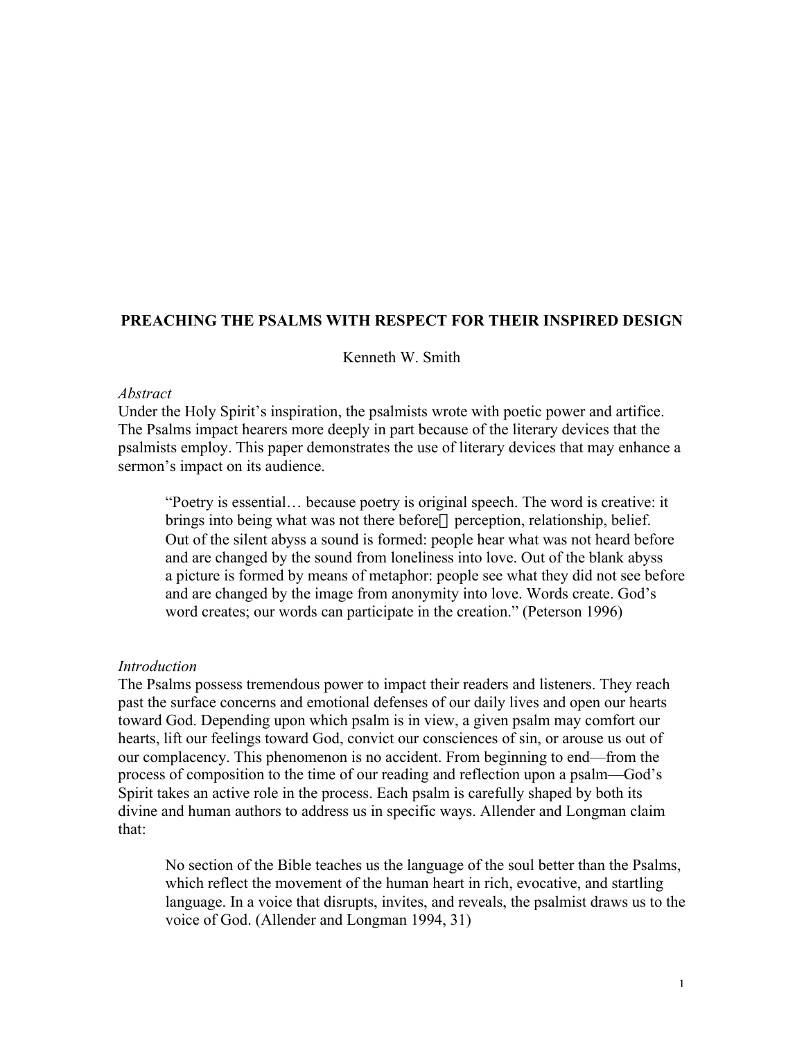# PREACHING THE PSALMS WITH RESPECT FOR THEIR INSPIRED DESIGN

Kenneth W. Smith

*Abstract*

Under the Holy Spirit's inspiration, the psalmists wrote with poetic power and artifice. The Psalms impact hearers more deeply in part because of the literary devices that the psalmists employ. This paper demonstrates the use of literary devices that may enhance a sermon's impact on its audience.

> "Poetry is essential… because poetry is original speech. The word is creative: it brings into being what was not there before perception, relationship, belief. Out of the silent abyss a sound is formed: people hear what was not heard before and are changed by the sound from loneliness into love. Out of the blank abyss a picture is formed by means of metaphor: people see what they did not see before and are changed by the image from anonymity into love. Words create. God's word creates; our words can participate in the creation." (Peterson 1996)

*Introduction*

The Psalms possess tremendous power to impact their readers and listeners. They reach past the surface concerns and emotional defenses of our daily lives and open our hearts toward God. Depending upon which psalm is in view, a given psalm may comfort our hearts, lift our feelings toward God, convict our consciences of sin, or arouse us out of our complacency. This phenomenon is no accident. From beginning to end—from the process of composition to the time of our reading and reflection upon a psalm—God's Spirit takes an active role in the process. Each psalm is carefully shaped by both its divine and human authors to address us in specific ways. Allender and Longman claim that:

> No section of the Bible teaches us the language of the soul better than the Psalms, which reflect the movement of the human heart in rich, evocative, and startling language. In a voice that disrupts, invites, and reveals, the psalmist draws us to the voice of God. (Allender and Longman 1994, 31)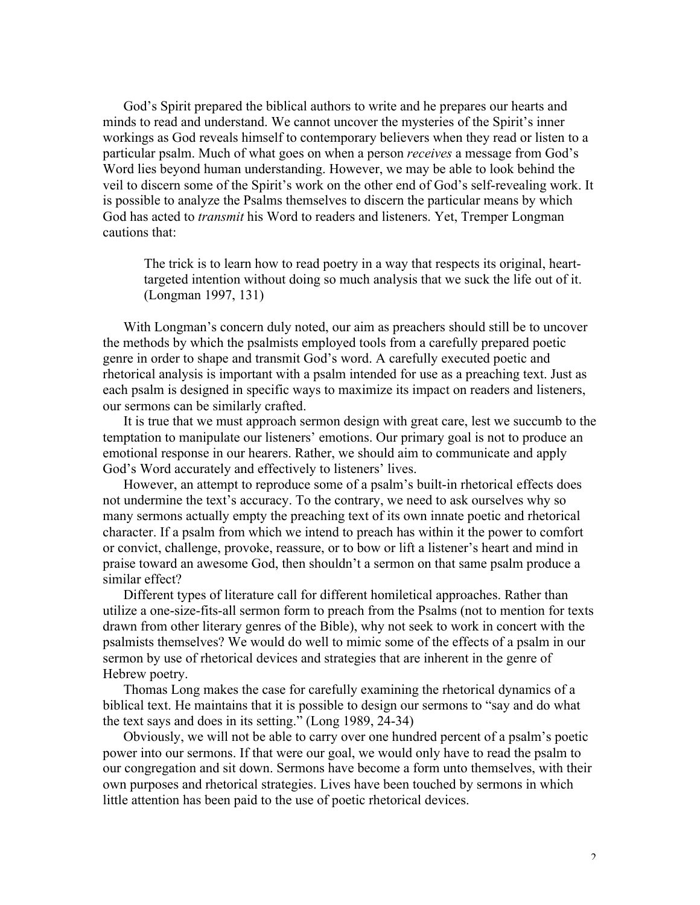God's Spirit prepared the biblical authors to write and he prepares our hearts and minds to read and understand. We cannot uncover the mysteries of the Spirit's inner workings as God reveals himself to contemporary believers when they read or listen to a particular psalm. Much of what goes on when a person *receives* a message from God's Word lies beyond human understanding. However, we may be able to look behind the veil to discern some of the Spirit's work on the other end of God's self-revealing work. It is possible to analyze the Psalms themselves to discern the particular means by which God has acted to *transmit* his Word to readers and listeners. Yet, Tremper Longman cautions that:

> The trick is to learn how to read poetry in a way that respects its original, heart-targeted intention without doing so much analysis that we suck the life out of it. (Longman 1997, 131)

With Longman's concern duly noted, our aim as preachers should still be to uncover the methods by which the psalmists employed tools from a carefully prepared poetic genre in order to shape and transmit God's word. A carefully executed poetic and rhetorical analysis is important with a psalm intended for use as a preaching text. Just as each psalm is designed in specific ways to maximize its impact on readers and listeners, our sermons can be similarly crafted.

It is true that we must approach sermon design with great care, lest we succumb to the temptation to manipulate our listeners' emotions. Our primary goal is not to produce an emotional response in our hearers. Rather, we should aim to communicate and apply God's Word accurately and effectively to listeners' lives.

However, an attempt to reproduce some of a psalm's built-in rhetorical effects does not undermine the text's accuracy. To the contrary, we need to ask ourselves why so many sermons actually empty the preaching text of its own innate poetic and rhetorical character. If a psalm from which we intend to preach has within it the power to comfort or convict, challenge, provoke, reassure, or to bow or lift a listener's heart and mind in praise toward an awesome God, then shouldn't a sermon on that same psalm produce a similar effect?

Different types of literature call for different homiletical approaches. Rather than utilize a one-size-fits-all sermon form to preach from the Psalms (not to mention for texts drawn from other literary genres of the Bible), why not seek to work in concert with the psalmists themselves? We would do well to mimic some of the effects of a psalm in our sermon by use of rhetorical devices and strategies that are inherent in the genre of Hebrew poetry.

Thomas Long makes the case for carefully examining the rhetorical dynamics of a biblical text. He maintains that it is possible to design our sermons to "say and do what the text says and does in its setting." (Long 1989, 24-34)

Obviously, we will not be able to carry over one hundred percent of a psalm's poetic power into our sermons. If that were our goal, we would only have to read the psalm to our congregation and sit down. Sermons have become a form unto themselves, with their own purposes and rhetorical strategies. Lives have been touched by sermons in which little attention has been paid to the use of poetic rhetorical devices.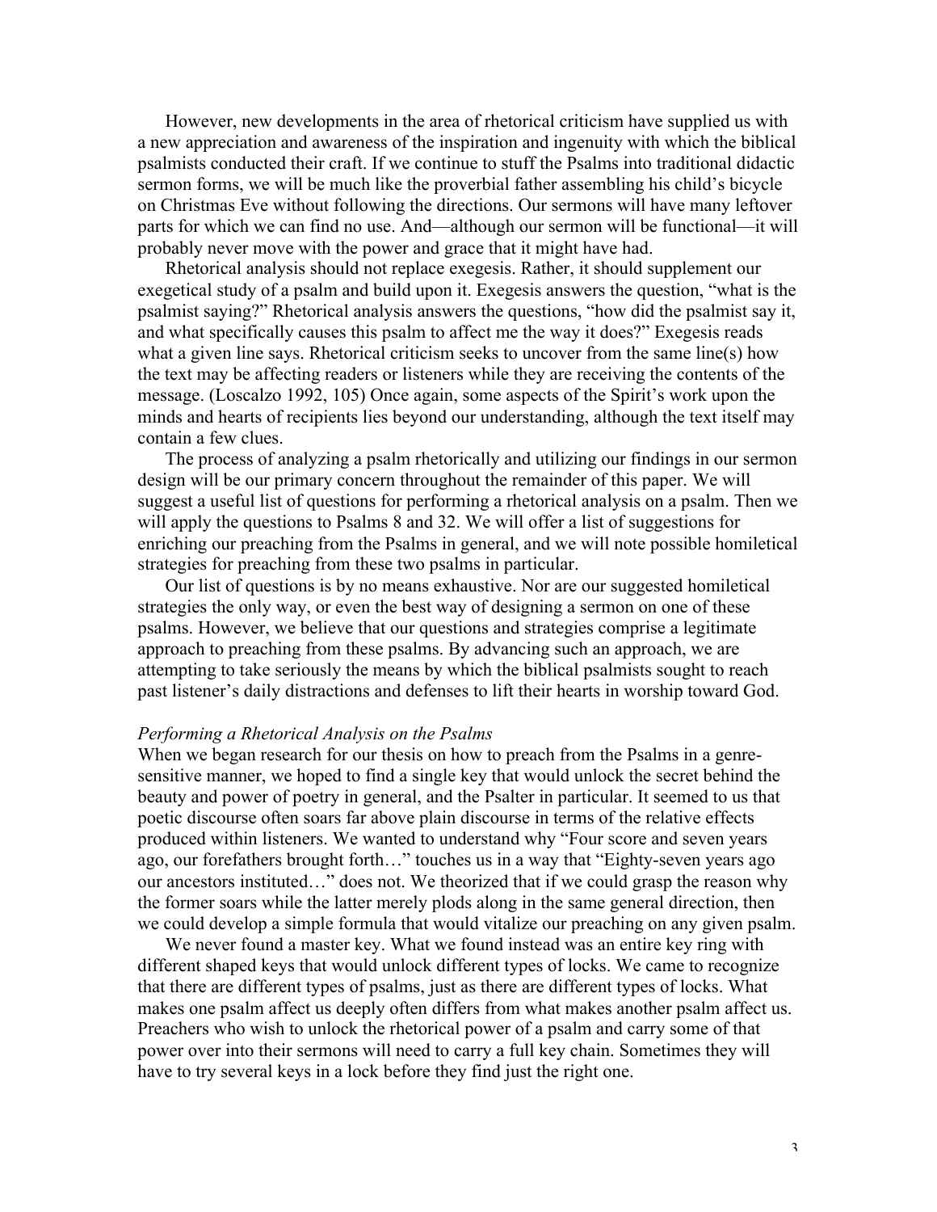However, new developments in the area of rhetorical criticism have supplied us with a new appreciation and awareness of the inspiration and ingenuity with which the biblical psalmists conducted their craft. If we continue to stuff the Psalms into traditional didactic sermon forms, we will be much like the proverbial father assembling his child's bicycle on Christmas Eve without following the directions. Our sermons will have many leftover parts for which we can find no use. And—although our sermon will be functional—it will probably never move with the power and grace that it might have had.

Rhetorical analysis should not replace exegesis. Rather, it should supplement our exegetical study of a psalm and build upon it. Exegesis answers the question, "what is the psalmist saying?" Rhetorical analysis answers the questions, "how did the psalmist say it, and what specifically causes this psalm to affect me the way it does?" Exegesis reads what a given line says. Rhetorical criticism seeks to uncover from the same line(s) how the text may be affecting readers or listeners while they are receiving the contents of the message. (Loscalzo 1992, 105) Once again, some aspects of the Spirit's work upon the minds and hearts of recipients lies beyond our understanding, although the text itself may contain a few clues.

The process of analyzing a psalm rhetorically and utilizing our findings in our sermon design will be our primary concern throughout the remainder of this paper. We will suggest a useful list of questions for performing a rhetorical analysis on a psalm. Then we will apply the questions to Psalms 8 and 32. We will offer a list of suggestions for enriching our preaching from the Psalms in general, and we will note possible homiletical strategies for preaching from these two psalms in particular.

Our list of questions is by no means exhaustive. Nor are our suggested homiletical strategies the only way, or even the best way of designing a sermon on one of these psalms. However, we believe that our questions and strategies comprise a legitimate approach to preaching from these psalms. By advancing such an approach, we are attempting to take seriously the means by which the biblical psalmists sought to reach past listener's daily distractions and defenses to lift their hearts in worship toward God.

*Performing a Rhetorical Analysis on the Psalms*

When we began research for our thesis on how to preach from the Psalms in a genre-sensitive manner, we hoped to find a single key that would unlock the secret behind the beauty and power of poetry in general, and the Psalter in particular. It seemed to us that poetic discourse often soars far above plain discourse in terms of the relative effects produced within listeners. We wanted to understand why "Four score and seven years ago, our forefathers brought forth…" touches us in a way that "Eighty-seven years ago our ancestors instituted…" does not. We theorized that if we could grasp the reason why the former soars while the latter merely plods along in the same general direction, then we could develop a simple formula that would vitalize our preaching on any given psalm.

We never found a master key. What we found instead was an entire key ring with different shaped keys that would unlock different types of locks. We came to recognize that there are different types of psalms, just as there are different types of locks. What makes one psalm affect us deeply often differs from what makes another psalm affect us. Preachers who wish to unlock the rhetorical power of a psalm and carry some of that power over into their sermons will need to carry a full key chain. Sometimes they will have to try several keys in a lock before they find just the right one.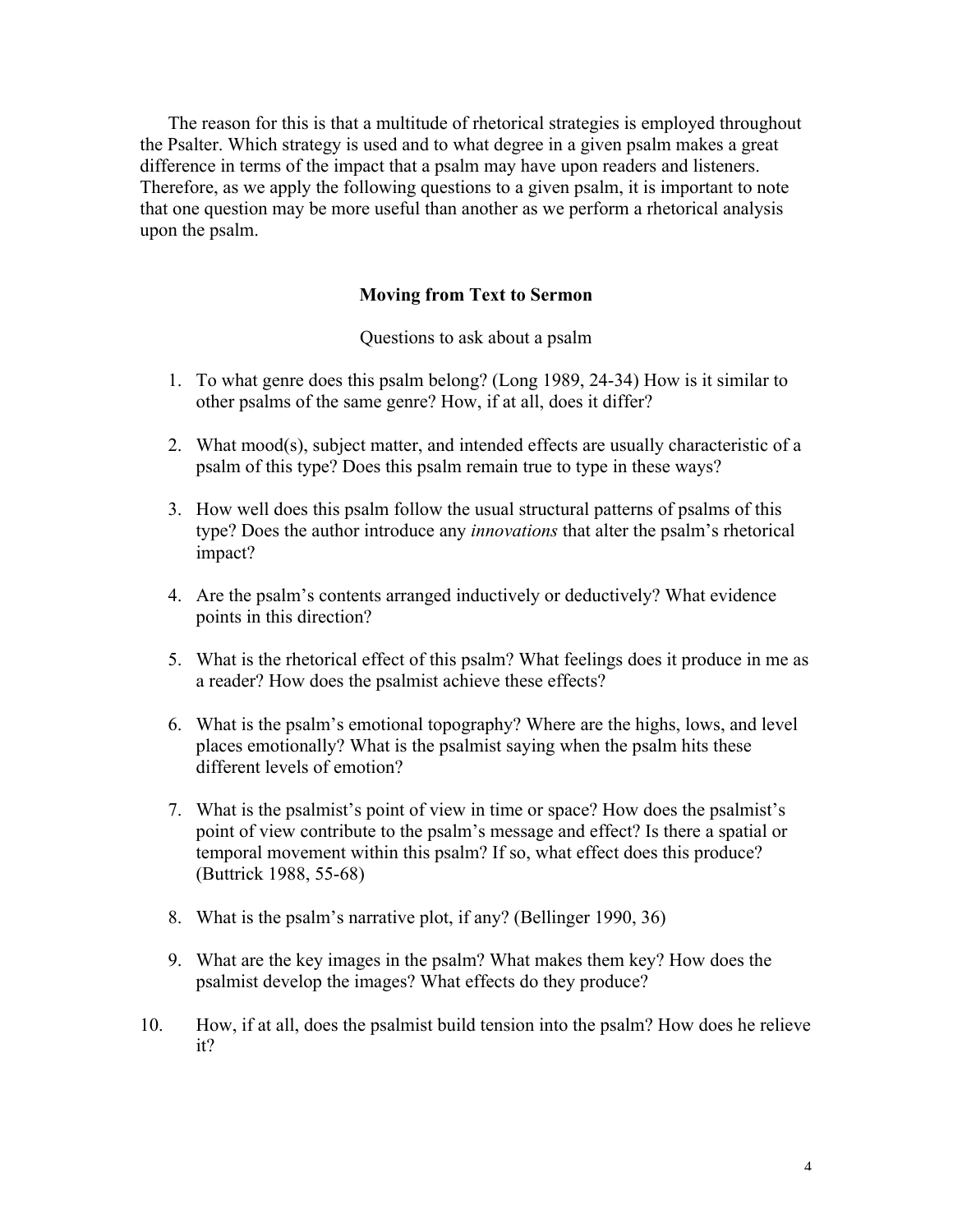The reason for this is that a multitude of rhetorical strategies is employed throughout the Psalter. Which strategy is used and to what degree in a given psalm makes a great difference in terms of the impact that a psalm may have upon readers and listeners. Therefore, as we apply the following questions to a given psalm, it is important to note that one question may be more useful than another as we perform a rhetorical analysis upon the psalm.

## Moving from Text to Sermon

Questions to ask about a psalm

1. To what genre does this psalm belong? (Long 1989, 24-34) How is it similar to other psalms of the same genre? How, if at all, does it differ?

2. What mood(s), subject matter, and intended effects are usually characteristic of a psalm of this type? Does this psalm remain true to type in these ways?

3. How well does this psalm follow the usual structural patterns of psalms of this type? Does the author introduce any *innovations* that alter the psalm's rhetorical impact?

4. Are the psalm's contents arranged inductively or deductively? What evidence points in this direction?

5. What is the rhetorical effect of this psalm? What feelings does it produce in me as a reader? How does the psalmist achieve these effects?

6. What is the psalm's emotional topography? Where are the highs, lows, and level places emotionally? What is the psalmist saying when the psalm hits these different levels of emotion?

7. What is the psalmist's point of view in time or space? How does the psalmist's point of view contribute to the psalm's message and effect? Is there a spatial or temporal movement within this psalm? If so, what effect does this produce? (Buttrick 1988, 55-68)

8. What is the psalm's narrative plot, if any? (Bellinger 1990, 36)

9. What are the key images in the psalm? What makes them key? How does the psalmist develop the images? What effects do they produce?

10. How, if at all, does the psalmist build tension into the psalm? How does he relieve it?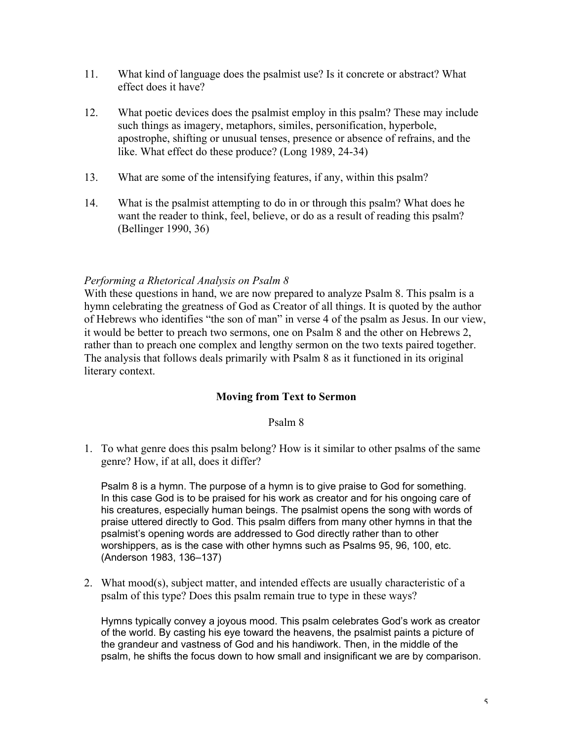11. What kind of language does the psalmist use? Is it concrete or abstract? What effect does it have?

12. What poetic devices does the psalmist employ in this psalm? These may include such things as imagery, metaphors, similes, personification, hyperbole, apostrophe, shifting or unusual tenses, presence or absence of refrains, and the like. What effect do these produce? (Long 1989, 24-34)

13. What are some of the intensifying features, if any, within this psalm?

14. What is the psalmist attempting to do in or through this psalm? What does he want the reader to think, feel, believe, or do as a result of reading this psalm? (Bellinger 1990, 36)

*Performing a Rhetorical Analysis on Psalm 8*

With these questions in hand, we are now prepared to analyze Psalm 8. This psalm is a hymn celebrating the greatness of God as Creator of all things. It is quoted by the author of Hebrews who identifies "the son of man" in verse 4 of the psalm as Jesus. In our view, it would be better to preach two sermons, one on Psalm 8 and the other on Hebrews 2, rather than to preach one complex and lengthy sermon on the two texts paired together. The analysis that follows deals primarily with Psalm 8 as it functioned in its original literary context.

**Moving from Text to Sermon**

Psalm 8

1. To what genre does this psalm belong? How is it similar to other psalms of the same genre? How, if at all, does it differ?

   Psalm 8 is a hymn. The purpose of a hymn is to give praise to God for something. In this case God is to be praised for his work as creator and for his ongoing care of his creatures, especially human beings. The psalmist opens the song with words of praise uttered directly to God. This psalm differs from many other hymns in that the psalmist's opening words are addressed to God directly rather than to other worshippers, as is the case with other hymns such as Psalms 95, 96, 100, etc. (Anderson 1983, 136–137)

2. What mood(s), subject matter, and intended effects are usually characteristic of a psalm of this type? Does this psalm remain true to type in these ways?

   Hymns typically convey a joyous mood. This psalm celebrates God's work as creator of the world. By casting his eye toward the heavens, the psalmist paints a picture of the grandeur and vastness of God and his handiwork. Then, in the middle of the psalm, he shifts the focus down to how small and insignificant we are by comparison.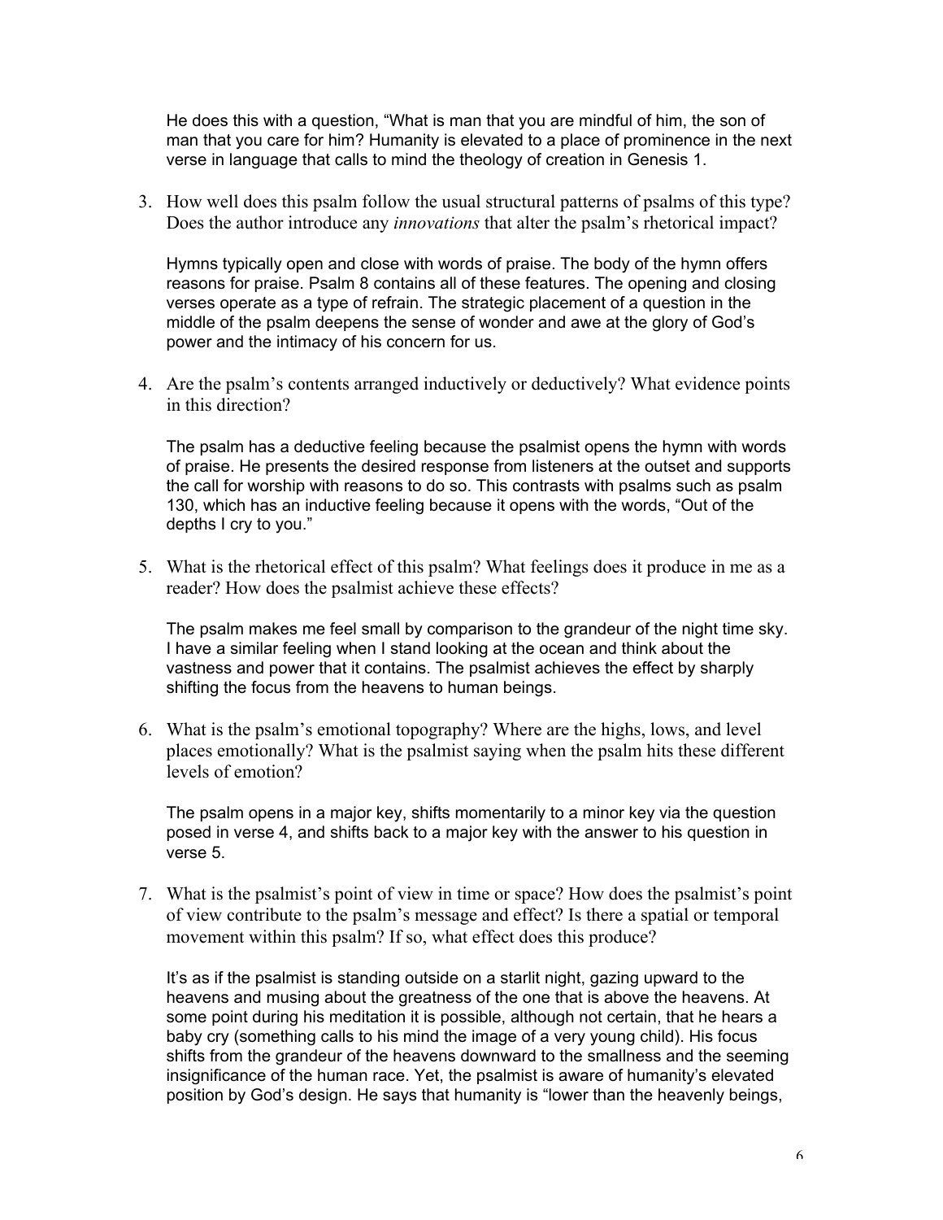He does this with a question, “What is man that you are mindful of him, the son of man that you care for him? Humanity is elevated to a place of prominence in the next verse in language that calls to mind the theology of creation in Genesis 1.

3. How well does this psalm follow the usual structural patterns of psalms of this type? Does the author introduce any *innovations* that alter the psalm’s rhetorical impact?

   Hymns typically open and close with words of praise. The body of the hymn offers reasons for praise. Psalm 8 contains all of these features. The opening and closing verses operate as a type of refrain. The strategic placement of a question in the middle of the psalm deepens the sense of wonder and awe at the glory of God’s power and the intimacy of his concern for us.

4. Are the psalm’s contents arranged inductively or deductively? What evidence points in this direction?

   The psalm has a deductive feeling because the psalmist opens the hymn with words of praise. He presents the desired response from listeners at the outset and supports the call for worship with reasons to do so. This contrasts with psalms such as psalm 130, which has an inductive feeling because it opens with the words, “Out of the depths I cry to you.”

5. What is the rhetorical effect of this psalm? What feelings does it produce in me as a reader? How does the psalmist achieve these effects?

   The psalm makes me feel small by comparison to the grandeur of the night time sky. I have a similar feeling when I stand looking at the ocean and think about the vastness and power that it contains. The psalmist achieves the effect by sharply shifting the focus from the heavens to human beings.

6. What is the psalm’s emotional topography? Where are the highs, lows, and level places emotionally? What is the psalmist saying when the psalm hits these different levels of emotion?

   The psalm opens in a major key, shifts momentarily to a minor key via the question posed in verse 4, and shifts back to a major key with the answer to his question in verse 5.

7. What is the psalmist’s point of view in time or space? How does the psalmist’s point of view contribute to the psalm’s message and effect? Is there a spatial or temporal movement within this psalm? If so, what effect does this produce?

   It’s as if the psalmist is standing outside on a starlit night, gazing upward to the heavens and musing about the greatness of the one that is above the heavens. At some point during his meditation it is possible, although not certain, that he hears a baby cry (something calls to his mind the image of a very young child). His focus shifts from the grandeur of the heavens downward to the smallness and the seeming insignificance of the human race. Yet, the psalmist is aware of humanity’s elevated position by God’s design. He says that humanity is “lower than the heavenly beings,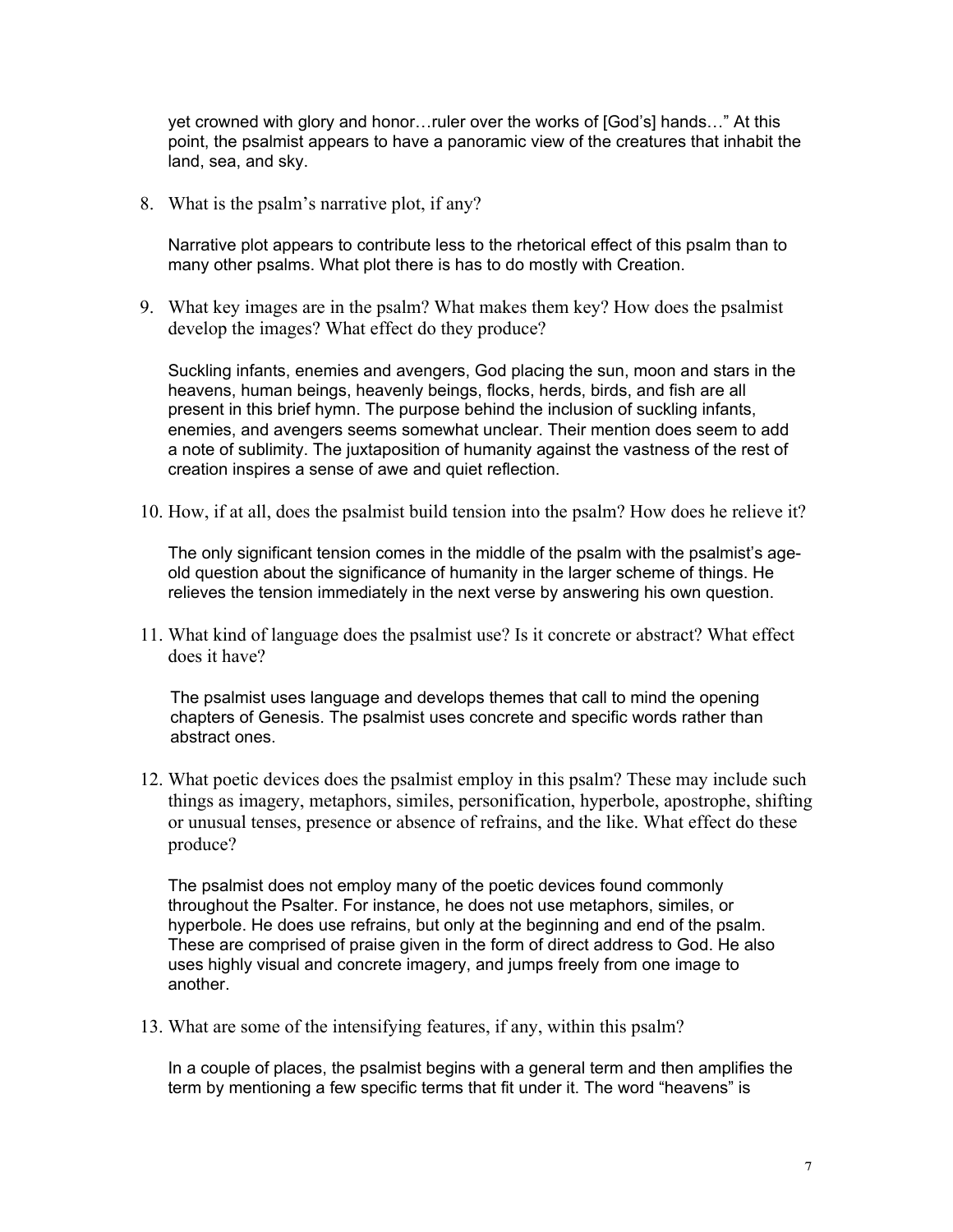yet crowned with glory and honor…ruler over the works of [God's] hands…" At this point, the psalmist appears to have a panoramic view of the creatures that inhabit the land, sea, and sky.

8. What is the psalm's narrative plot, if any?

   Narrative plot appears to contribute less to the rhetorical effect of this psalm than to many other psalms. What plot there is has to do mostly with Creation.

9. What key images are in the psalm? What makes them key? How does the psalmist develop the images? What effect do they produce?

   Suckling infants, enemies and avengers, God placing the sun, moon and stars in the heavens, human beings, heavenly beings, flocks, herds, birds, and fish are all present in this brief hymn. The purpose behind the inclusion of suckling infants, enemies, and avengers seems somewhat unclear. Their mention does seem to add a note of sublimity. The juxtaposition of humanity against the vastness of the rest of creation inspires a sense of awe and quiet reflection.

10. How, if at all, does the psalmist build tension into the psalm? How does he relieve it?

    The only significant tension comes in the middle of the psalm with the psalmist's age-old question about the significance of humanity in the larger scheme of things. He relieves the tension immediately in the next verse by answering his own question.

11. What kind of language does the psalmist use? Is it concrete or abstract? What effect does it have?

    The psalmist uses language and develops themes that call to mind the opening chapters of Genesis. The psalmist uses concrete and specific words rather than abstract ones.

12. What poetic devices does the psalmist employ in this psalm? These may include such things as imagery, metaphors, similes, personification, hyperbole, apostrophe, shifting or unusual tenses, presence or absence of refrains, and the like. What effect do these produce?

    The psalmist does not employ many of the poetic devices found commonly throughout the Psalter. For instance, he does not use metaphors, similes, or hyperbole. He does use refrains, but only at the beginning and end of the psalm. These are comprised of praise given in the form of direct address to God. He also uses highly visual and concrete imagery, and jumps freely from one image to another.

13. What are some of the intensifying features, if any, within this psalm?

    In a couple of places, the psalmist begins with a general term and then amplifies the term by mentioning a few specific terms that fit under it. The word "heavens" is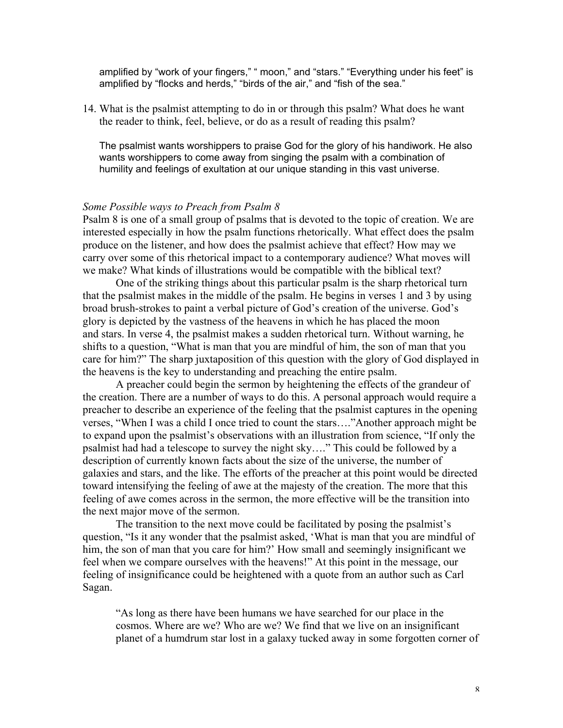amplified by “work of your fingers,” “ moon,” and “stars.” “Everything under his feet” is amplified by “flocks and herds,” “birds of the air,” and “fish of the sea.”

14. What is the psalmist attempting to do in or through this psalm? What does he want the reader to think, feel, believe, or do as a result of reading this psalm?

    The psalmist wants worshippers to praise God for the glory of his handiwork. He also wants worshippers to come away from singing the psalm with a combination of humility and feelings of exultation at our unique standing in this vast universe.

*Some Possible ways to Preach from Psalm 8*

Psalm 8 is one of a small group of psalms that is devoted to the topic of creation. We are interested especially in how the psalm functions rhetorically. What effect does the psalm produce on the listener, and how does the psalmist achieve that effect? How may we carry over some of this rhetorical impact to a contemporary audience? What moves will we make? What kinds of illustrations would be compatible with the biblical text?

One of the striking things about this particular psalm is the sharp rhetorical turn that the psalmist makes in the middle of the psalm. He begins in verses 1 and 3 by using broad brush-strokes to paint a verbal picture of God’s creation of the universe. God’s glory is depicted by the vastness of the heavens in which he has placed the moon and stars. In verse 4, the psalmist makes a sudden rhetorical turn. Without warning, he shifts to a question, “What is man that you are mindful of him, the son of man that you care for him?” The sharp juxtaposition of this question with the glory of God displayed in the heavens is the key to understanding and preaching the entire psalm.

A preacher could begin the sermon by heightening the effects of the grandeur of the creation. There are a number of ways to do this. A personal approach would require a preacher to describe an experience of the feeling that the psalmist captures in the opening verses, “When I was a child I once tried to count the stars….”Another approach might be to expand upon the psalmist’s observations with an illustration from science, “If only the psalmist had had a telescope to survey the night sky….” This could be followed by a description of currently known facts about the size of the universe, the number of galaxies and stars, and the like. The efforts of the preacher at this point would be directed toward intensifying the feeling of awe at the majesty of the creation. The more that this feeling of awe comes across in the sermon, the more effective will be the transition into the next major move of the sermon.

The transition to the next move could be facilitated by posing the psalmist’s question, “Is it any wonder that the psalmist asked, ‘What is man that you are mindful of him, the son of man that you care for him?’ How small and seemingly insignificant we feel when we compare ourselves with the heavens!” At this point in the message, our feeling of insignificance could be heightened with a quote from an author such as Carl Sagan.

> “As long as there have been humans we have searched for our place in the cosmos. Where are we? Who are we? We find that we live on an insignificant planet of a humdrum star lost in a galaxy tucked away in some forgotten corner of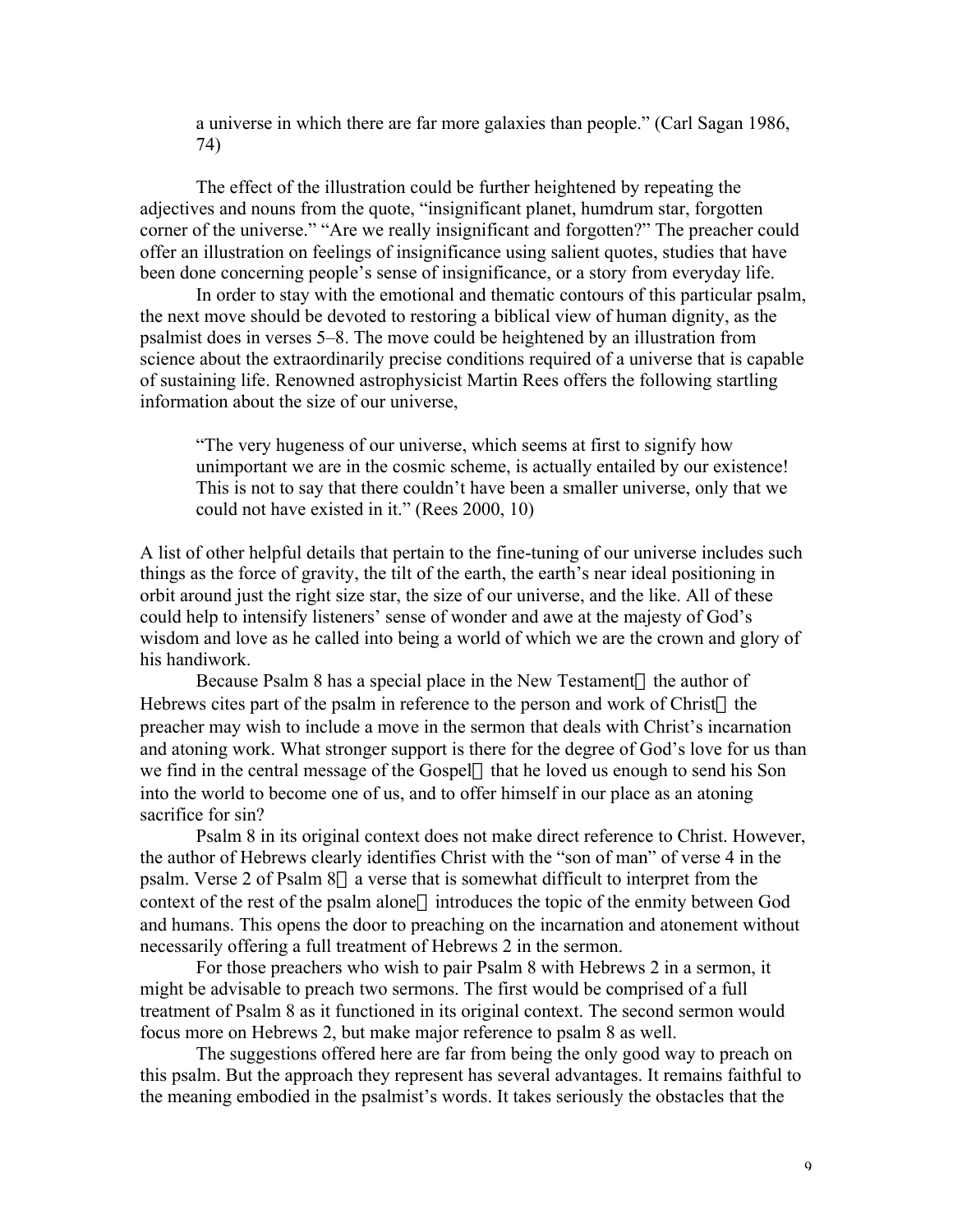a universe in which there are far more galaxies than people." (Carl Sagan 1986, 74)

The effect of the illustration could be further heightened by repeating the adjectives and nouns from the quote, "insignificant planet, humdrum star, forgotten corner of the universe." "Are we really insignificant and forgotten?" The preacher could offer an illustration on feelings of insignificance using salient quotes, studies that have been done concerning people's sense of insignificance, or a story from everyday life.

In order to stay with the emotional and thematic contours of this particular psalm, the next move should be devoted to restoring a biblical view of human dignity, as the psalmist does in verses 5–8. The move could be heightened by an illustration from science about the extraordinarily precise conditions required of a universe that is capable of sustaining life. Renowned astrophysicist Martin Rees offers the following startling information about the size of our universe,

> "The very hugeness of our universe, which seems at first to signify how unimportant we are in the cosmic scheme, is actually entailed by our existence! This is not to say that there couldn't have been a smaller universe, only that we could not have existed in it." (Rees 2000, 10)

A list of other helpful details that pertain to the fine-tuning of our universe includes such things as the force of gravity, the tilt of the earth, the earth's near ideal positioning in orbit around just the right size star, the size of our universe, and the like. All of these could help to intensify listeners' sense of wonder and awe at the majesty of God's wisdom and love as he called into being a world of which we are the crown and glory of his handiwork.

Because Psalm 8 has a special place in the New Testament—the author of Hebrews cites part of the psalm in reference to the person and work of Christ—the preacher may wish to include a move in the sermon that deals with Christ's incarnation and atoning work. What stronger support is there for the degree of God's love for us than we find in the central message of the Gospel—that he loved us enough to send his Son into the world to become one of us, and to offer himself in our place as an atoning sacrifice for sin?

Psalm 8 in its original context does not make direct reference to Christ. However, the author of Hebrews clearly identifies Christ with the "son of man" of verse 4 in the psalm. Verse 2 of Psalm 8—a verse that is somewhat difficult to interpret from the context of the rest of the psalm alone—introduces the topic of the enmity between God and humans. This opens the door to preaching on the incarnation and atonement without necessarily offering a full treatment of Hebrews 2 in the sermon.

For those preachers who wish to pair Psalm 8 with Hebrews 2 in a sermon, it might be advisable to preach two sermons. The first would be comprised of a full treatment of Psalm 8 as it functioned in its original context. The second sermon would focus more on Hebrews 2, but make major reference to psalm 8 as well.

The suggestions offered here are far from being the only good way to preach on this psalm. But the approach they represent has several advantages. It remains faithful to the meaning embodied in the psalmist's words. It takes seriously the obstacles that the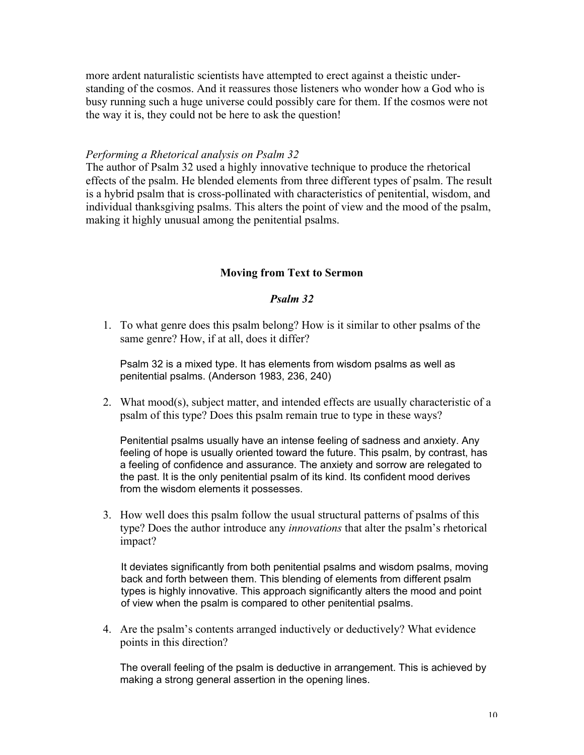more ardent naturalistic scientists have attempted to erect against a theistic understanding of the cosmos. And it reassures those listeners who wonder how a God who is busy running such a huge universe could possibly care for them. If the cosmos were not the way it is, they could not be here to ask the question!

*Performing a Rhetorical analysis on Psalm 32*

The author of Psalm 32 used a highly innovative technique to produce the rhetorical effects of the psalm. He blended elements from three different types of psalm. The result is a hybrid psalm that is cross-pollinated with characteristics of penitential, wisdom, and individual thanksgiving psalms. This alters the point of view and the mood of the psalm, making it highly unusual among the penitential psalms.

## Moving from Text to Sermon

### *Psalm 32*

1. To what genre does this psalm belong? How is it similar to other psalms of the same genre? How, if at all, does it differ?

   Psalm 32 is a mixed type. It has elements from wisdom psalms as well as penitential psalms. (Anderson 1983, 236, 240)

2. What mood(s), subject matter, and intended effects are usually characteristic of a psalm of this type? Does this psalm remain true to type in these ways?

   Penitential psalms usually have an intense feeling of sadness and anxiety. Any feeling of hope is usually oriented toward the future. This psalm, by contrast, has a feeling of confidence and assurance. The anxiety and sorrow are relegated to the past. It is the only penitential psalm of its kind. Its confident mood derives from the wisdom elements it possesses.

3. How well does this psalm follow the usual structural patterns of psalms of this type? Does the author introduce any *innovations* that alter the psalm's rhetorical impact?

   It deviates significantly from both penitential psalms and wisdom psalms, moving back and forth between them. This blending of elements from different psalm types is highly innovative. This approach significantly alters the mood and point of view when the psalm is compared to other penitential psalms.

4. Are the psalm's contents arranged inductively or deductively? What evidence points in this direction?

   The overall feeling of the psalm is deductive in arrangement. This is achieved by making a strong general assertion in the opening lines.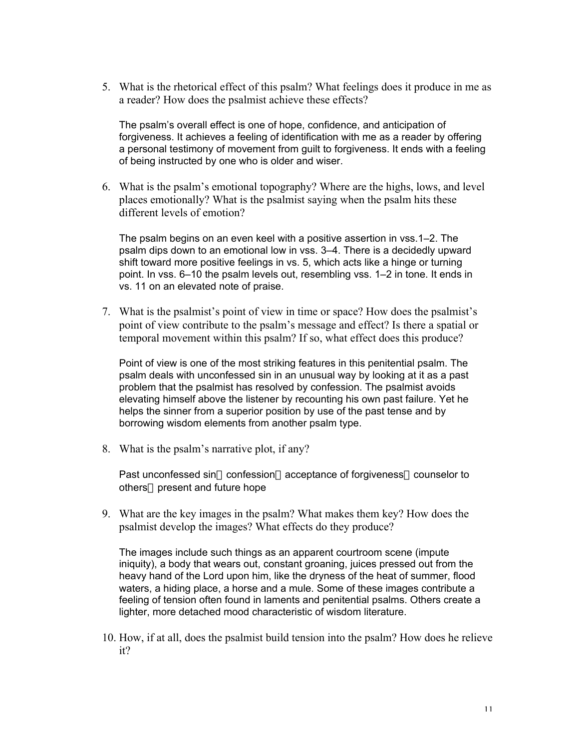5. What is the rhetorical effect of this psalm? What feelings does it produce in me as a reader? How does the psalmist achieve these effects?

   The psalm's overall effect is one of hope, confidence, and anticipation of forgiveness. It achieves a feeling of identification with me as a reader by offering a personal testimony of movement from guilt to forgiveness. It ends with a feeling of being instructed by one who is older and wiser.

6. What is the psalm's emotional topography? Where are the highs, lows, and level places emotionally? What is the psalmist saying when the psalm hits these different levels of emotion?

   The psalm begins on an even keel with a positive assertion in vss.1–2. The psalm dips down to an emotional low in vss. 3–4. There is a decidedly upward shift toward more positive feelings in vs. 5, which acts like a hinge or turning point. In vss. 6–10 the psalm levels out, resembling vss. 1–2 in tone. It ends in vs. 11 on an elevated note of praise.

7. What is the psalmist's point of view in time or space? How does the psalmist's point of view contribute to the psalm's message and effect? Is there a spatial or temporal movement within this psalm? If so, what effect does this produce?

   Point of view is one of the most striking features in this penitential psalm. The psalm deals with unconfessed sin in an unusual way by looking at it as a past problem that the psalmist has resolved by confession. The psalmist avoids elevating himself above the listener by recounting his own past failure. Yet he helps the sinner from a superior position by use of the past tense and by borrowing wisdom elements from another psalm type.

8. What is the psalm's narrative plot, if any?

   Past unconfessed sin → confession → acceptance of forgiveness → counselor to others → present and future hope

9. What are the key images in the psalm? What makes them key? How does the psalmist develop the images? What effects do they produce?

   The images include such things as an apparent courtroom scene (impute iniquity), a body that wears out, constant groaning, juices pressed out from the heavy hand of the Lord upon him, like the dryness of the heat of summer, flood waters, a hiding place, a horse and a mule. Some of these images contribute a feeling of tension often found in laments and penitential psalms. Others create a lighter, more detached mood characteristic of wisdom literature.

10. How, if at all, does the psalmist build tension into the psalm? How does he relieve it?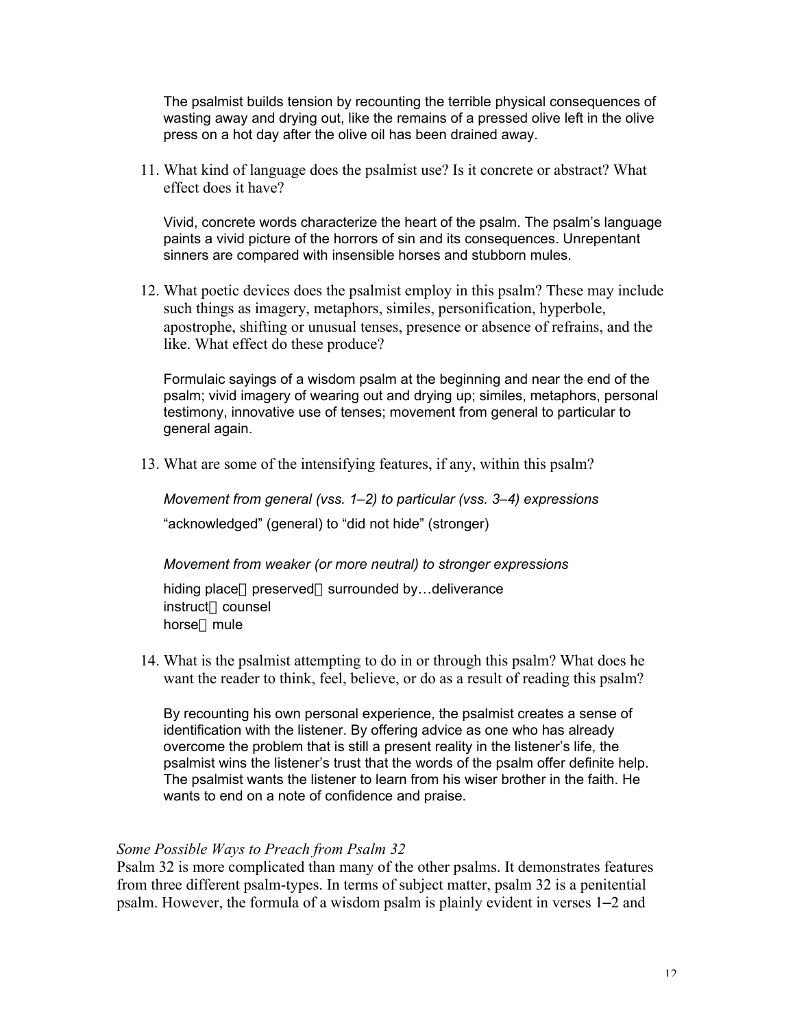The psalmist builds tension by recounting the terrible physical consequences of wasting away and drying out, like the remains of a pressed olive left in the olive press on a hot day after the olive oil has been drained away.

11. What kind of language does the psalmist use? Is it concrete or abstract? What effect does it have?

    Vivid, concrete words characterize the heart of the psalm. The psalm's language paints a vivid picture of the horrors of sin and its consequences. Unrepentant sinners are compared with insensible horses and stubborn mules.

12. What poetic devices does the psalmist employ in this psalm? These may include such things as imagery, metaphors, similes, personification, hyperbole, apostrophe, shifting or unusual tenses, presence or absence of refrains, and the like. What effect do these produce?

    Formulaic sayings of a wisdom psalm at the beginning and near the end of the psalm; vivid imagery of wearing out and drying up; similes, metaphors, personal testimony, innovative use of tenses; movement from general to particular to general again.

13. What are some of the intensifying features, if any, within this psalm?

    *Movement from general (vss. 1–2) to particular (vss. 3–4) expressions*

    "acknowledged" (general) to "did not hide" (stronger)

    *Movement from weaker (or more neutral) to stronger expressions*

    hiding place → preserved → surrounded by…deliverance
    instruct → counsel
    horse → mule

14. What is the psalmist attempting to do in or through this psalm? What does he want the reader to think, feel, believe, or do as a result of reading this psalm?

    By recounting his own personal experience, the psalmist creates a sense of identification with the listener. By offering advice as one who has already overcome the problem that is still a present reality in the listener's life, the psalmist wins the listener's trust that the words of the psalm offer definite help. The psalmist wants the listener to learn from his wiser brother in the faith. He wants to end on a note of confidence and praise.

### *Some Possible Ways to Preach from Psalm 32*

Psalm 32 is more complicated than many of the other psalms. It demonstrates features from three different psalm-types. In terms of subject matter, psalm 32 is a penitential psalm. However, the formula of a wisdom psalm is plainly evident in verses 1–2 and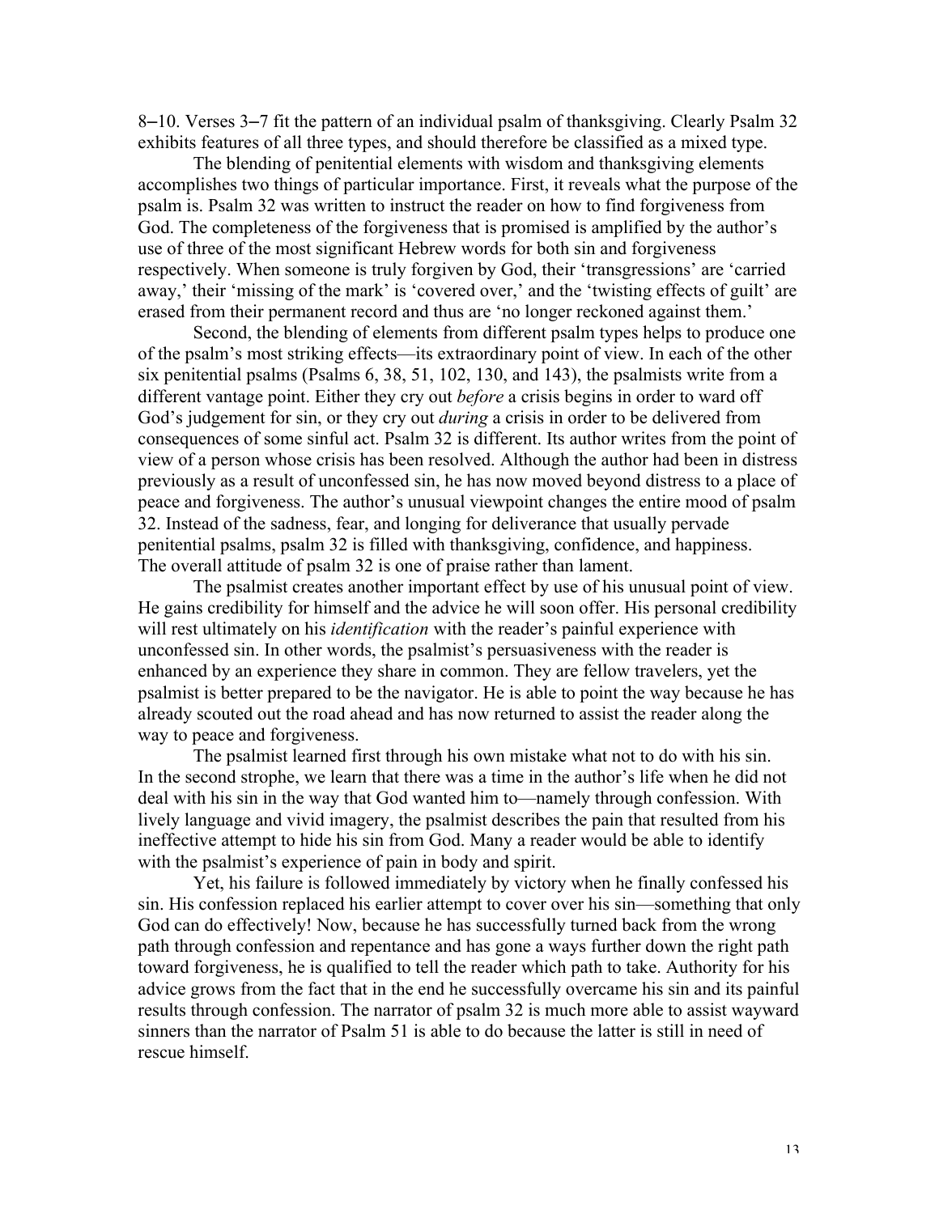8–10. Verses 3–7 fit the pattern of an individual psalm of thanksgiving. Clearly Psalm 32 exhibits features of all three types, and should therefore be classified as a mixed type.

The blending of penitential elements with wisdom and thanksgiving elements accomplishes two things of particular importance. First, it reveals what the purpose of the psalm is. Psalm 32 was written to instruct the reader on how to find forgiveness from God. The completeness of the forgiveness that is promised is amplified by the author's use of three of the most significant Hebrew words for both sin and forgiveness respectively. When someone is truly forgiven by God, their 'transgressions' are 'carried away,' their 'missing of the mark' is 'covered over,' and the 'twisting effects of guilt' are erased from their permanent record and thus are 'no longer reckoned against them.'

Second, the blending of elements from different psalm types helps to produce one of the psalm's most striking effects—its extraordinary point of view. In each of the other six penitential psalms (Psalms 6, 38, 51, 102, 130, and 143), the psalmists write from a different vantage point. Either they cry out *before* a crisis begins in order to ward off God's judgement for sin, or they cry out *during* a crisis in order to be delivered from consequences of some sinful act. Psalm 32 is different. Its author writes from the point of view of a person whose crisis has been resolved. Although the author had been in distress previously as a result of unconfessed sin, he has now moved beyond distress to a place of peace and forgiveness. The author's unusual viewpoint changes the entire mood of psalm 32. Instead of the sadness, fear, and longing for deliverance that usually pervade penitential psalms, psalm 32 is filled with thanksgiving, confidence, and happiness. The overall attitude of psalm 32 is one of praise rather than lament.

The psalmist creates another important effect by use of his unusual point of view. He gains credibility for himself and the advice he will soon offer. His personal credibility will rest ultimately on his *identification* with the reader's painful experience with unconfessed sin. In other words, the psalmist's persuasiveness with the reader is enhanced by an experience they share in common. They are fellow travelers, yet the psalmist is better prepared to be the navigator. He is able to point the way because he has already scouted out the road ahead and has now returned to assist the reader along the way to peace and forgiveness.

The psalmist learned first through his own mistake what not to do with his sin. In the second strophe, we learn that there was a time in the author's life when he did not deal with his sin in the way that God wanted him to—namely through confession. With lively language and vivid imagery, the psalmist describes the pain that resulted from his ineffective attempt to hide his sin from God. Many a reader would be able to identify with the psalmist's experience of pain in body and spirit.

Yet, his failure is followed immediately by victory when he finally confessed his sin. His confession replaced his earlier attempt to cover over his sin—something that only God can do effectively! Now, because he has successfully turned back from the wrong path through confession and repentance and has gone a ways further down the right path toward forgiveness, he is qualified to tell the reader which path to take. Authority for his advice grows from the fact that in the end he successfully overcame his sin and its painful results through confession. The narrator of psalm 32 is much more able to assist wayward sinners than the narrator of Psalm 51 is able to do because the latter is still in need of rescue himself.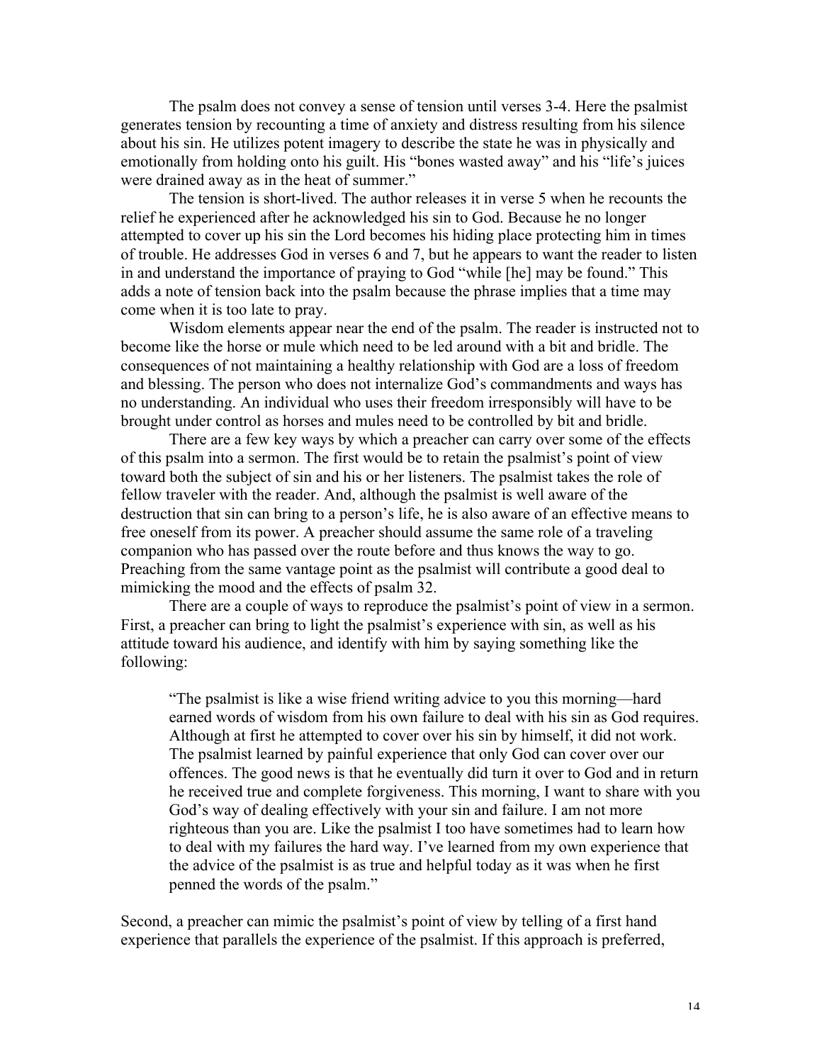The psalm does not convey a sense of tension until verses 3-4. Here the psalmist generates tension by recounting a time of anxiety and distress resulting from his silence about his sin. He utilizes potent imagery to describe the state he was in physically and emotionally from holding onto his guilt. His "bones wasted away" and his "life's juices were drained away as in the heat of summer."

The tension is short-lived. The author releases it in verse 5 when he recounts the relief he experienced after he acknowledged his sin to God. Because he no longer attempted to cover up his sin the Lord becomes his hiding place protecting him in times of trouble. He addresses God in verses 6 and 7, but he appears to want the reader to listen in and understand the importance of praying to God "while [he] may be found." This adds a note of tension back into the psalm because the phrase implies that a time may come when it is too late to pray.

Wisdom elements appear near the end of the psalm. The reader is instructed not to become like the horse or mule which need to be led around with a bit and bridle. The consequences of not maintaining a healthy relationship with God are a loss of freedom and blessing. The person who does not internalize God's commandments and ways has no understanding. An individual who uses their freedom irresponsibly will have to be brought under control as horses and mules need to be controlled by bit and bridle.

There are a few key ways by which a preacher can carry over some of the effects of this psalm into a sermon. The first would be to retain the psalmist's point of view toward both the subject of sin and his or her listeners. The psalmist takes the role of fellow traveler with the reader. And, although the psalmist is well aware of the destruction that sin can bring to a person's life, he is also aware of an effective means to free oneself from its power. A preacher should assume the same role of a traveling companion who has passed over the route before and thus knows the way to go. Preaching from the same vantage point as the psalmist will contribute a good deal to mimicking the mood and the effects of psalm 32.

There are a couple of ways to reproduce the psalmist's point of view in a sermon. First, a preacher can bring to light the psalmist's experience with sin, as well as his attitude toward his audience, and identify with him by saying something like the following:

> "The psalmist is like a wise friend writing advice to you this morning—hard earned words of wisdom from his own failure to deal with his sin as God requires. Although at first he attempted to cover over his sin by himself, it did not work. The psalmist learned by painful experience that only God can cover over our offences. The good news is that he eventually did turn it over to God and in return he received true and complete forgiveness. This morning, I want to share with you God's way of dealing effectively with your sin and failure. I am not more righteous than you are. Like the psalmist I too have sometimes had to learn how to deal with my failures the hard way. I've learned from my own experience that the advice of the psalmist is as true and helpful today as it was when he first penned the words of the psalm."

Second, a preacher can mimic the psalmist's point of view by telling of a first hand experience that parallels the experience of the psalmist. If this approach is preferred,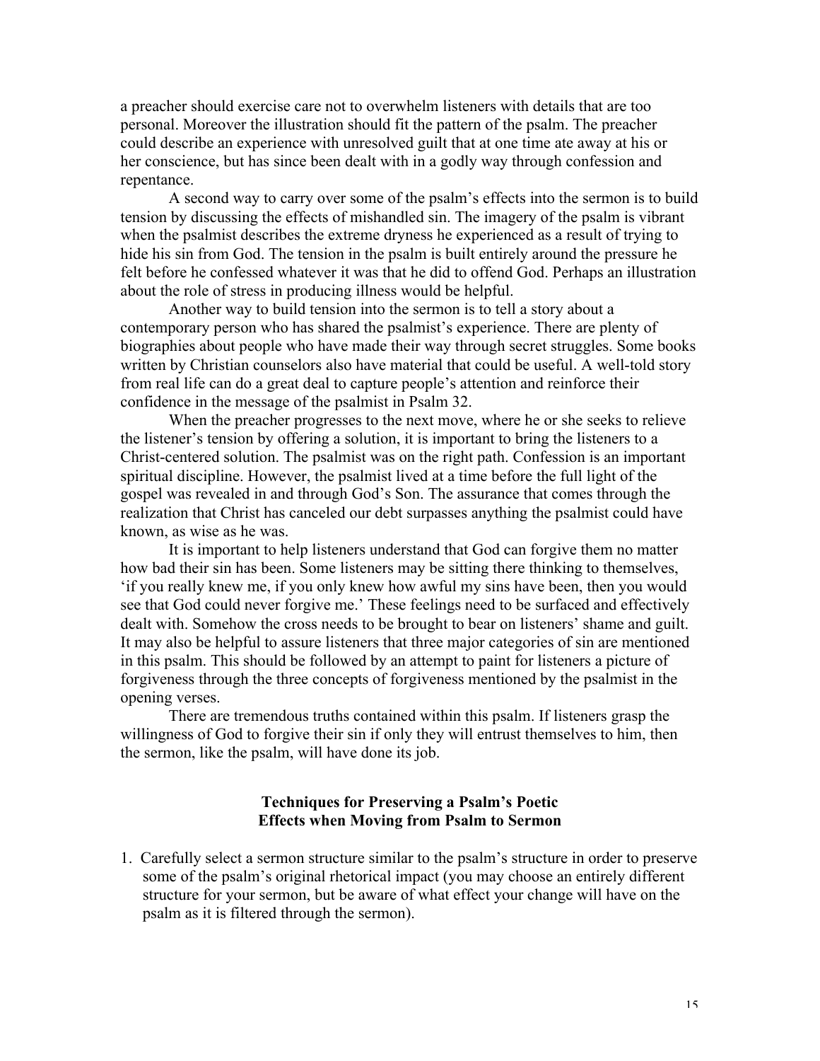a preacher should exercise care not to overwhelm listeners with details that are too personal. Moreover the illustration should fit the pattern of the psalm. The preacher could describe an experience with unresolved guilt that at one time ate away at his or her conscience, but has since been dealt with in a godly way through confession and repentance.

A second way to carry over some of the psalm's effects into the sermon is to build tension by discussing the effects of mishandled sin. The imagery of the psalm is vibrant when the psalmist describes the extreme dryness he experienced as a result of trying to hide his sin from God. The tension in the psalm is built entirely around the pressure he felt before he confessed whatever it was that he did to offend God. Perhaps an illustration about the role of stress in producing illness would be helpful.

Another way to build tension into the sermon is to tell a story about a contemporary person who has shared the psalmist's experience. There are plenty of biographies about people who have made their way through secret struggles. Some books written by Christian counselors also have material that could be useful. A well-told story from real life can do a great deal to capture people's attention and reinforce their confidence in the message of the psalmist in Psalm 32.

When the preacher progresses to the next move, where he or she seeks to relieve the listener's tension by offering a solution, it is important to bring the listeners to a Christ-centered solution. The psalmist was on the right path. Confession is an important spiritual discipline. However, the psalmist lived at a time before the full light of the gospel was revealed in and through God's Son. The assurance that comes through the realization that Christ has canceled our debt surpasses anything the psalmist could have known, as wise as he was.

It is important to help listeners understand that God can forgive them no matter how bad their sin has been. Some listeners may be sitting there thinking to themselves, 'if you really knew me, if you only knew how awful my sins have been, then you would see that God could never forgive me.' These feelings need to be surfaced and effectively dealt with. Somehow the cross needs to be brought to bear on listeners' shame and guilt. It may also be helpful to assure listeners that three major categories of sin are mentioned in this psalm. This should be followed by an attempt to paint for listeners a picture of forgiveness through the three concepts of forgiveness mentioned by the psalmist in the opening verses.

There are tremendous truths contained within this psalm. If listeners grasp the willingness of God to forgive their sin if only they will entrust themselves to him, then the sermon, like the psalm, will have done its job.

## Techniques for Preserving a Psalm's Poetic Effects when Moving from Psalm to Sermon

1. Carefully select a sermon structure similar to the psalm's structure in order to preserve some of the psalm's original rhetorical impact (you may choose an entirely different structure for your sermon, but be aware of what effect your change will have on the psalm as it is filtered through the sermon).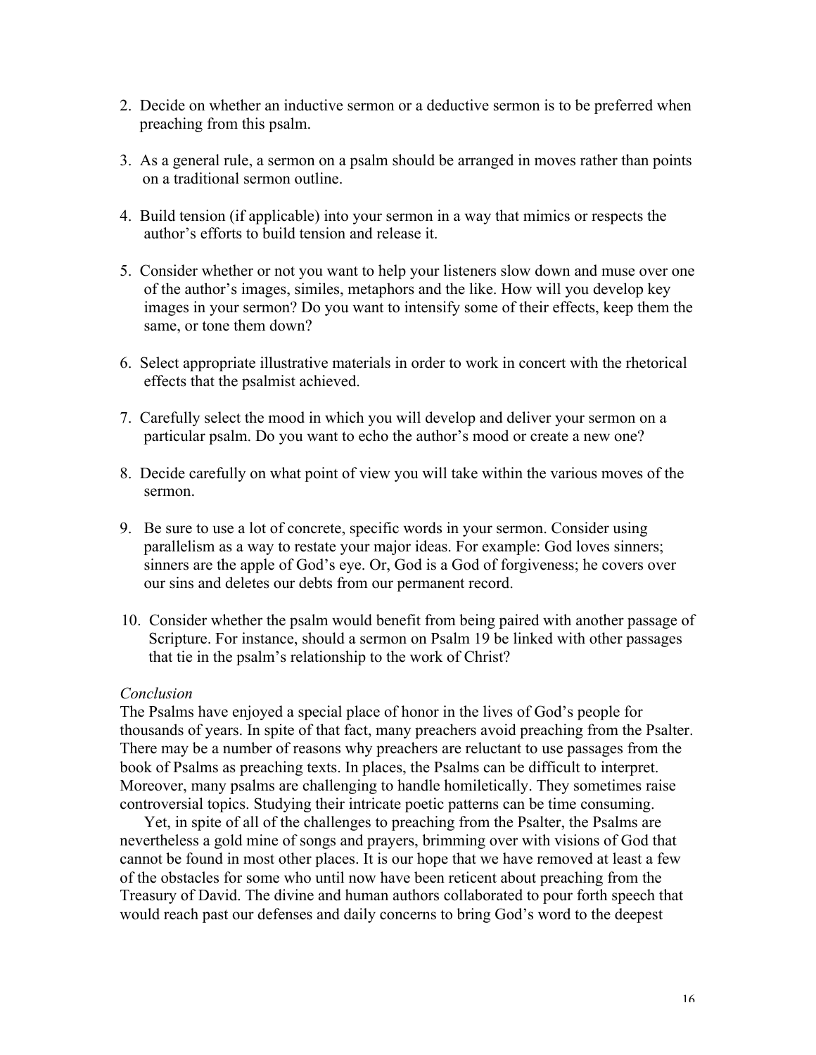2. Decide on whether an inductive sermon or a deductive sermon is to be preferred when preaching from this psalm.

3. As a general rule, a sermon on a psalm should be arranged in moves rather than points on a traditional sermon outline.

4. Build tension (if applicable) into your sermon in a way that mimics or respects the author's efforts to build tension and release it.

5. Consider whether or not you want to help your listeners slow down and muse over one of the author's images, similes, metaphors and the like. How will you develop key images in your sermon? Do you want to intensify some of their effects, keep them the same, or tone them down?

6. Select appropriate illustrative materials in order to work in concert with the rhetorical effects that the psalmist achieved.

7. Carefully select the mood in which you will develop and deliver your sermon on a particular psalm. Do you want to echo the author's mood or create a new one?

8. Decide carefully on what point of view you will take within the various moves of the sermon.

9. Be sure to use a lot of concrete, specific words in your sermon. Consider using parallelism as a way to restate your major ideas. For example: God loves sinners; sinners are the apple of God's eye. Or, God is a God of forgiveness; he covers over our sins and deletes our debts from our permanent record.

10. Consider whether the psalm would benefit from being paired with another passage of Scripture. For instance, should a sermon on Psalm 19 be linked with other passages that tie in the psalm's relationship to the work of Christ?

*Conclusion*

The Psalms have enjoyed a special place of honor in the lives of God's people for thousands of years. In spite of that fact, many preachers avoid preaching from the Psalter. There may be a number of reasons why preachers are reluctant to use passages from the book of Psalms as preaching texts. In places, the Psalms can be difficult to interpret. Moreover, many psalms are challenging to handle homiletically. They sometimes raise controversial topics. Studying their intricate poetic patterns can be time consuming.

Yet, in spite of all of the challenges to preaching from the Psalter, the Psalms are nevertheless a gold mine of songs and prayers, brimming over with visions of God that cannot be found in most other places. It is our hope that we have removed at least a few of the obstacles for some who until now have been reticent about preaching from the Treasury of David. The divine and human authors collaborated to pour forth speech that would reach past our defenses and daily concerns to bring God's word to the deepest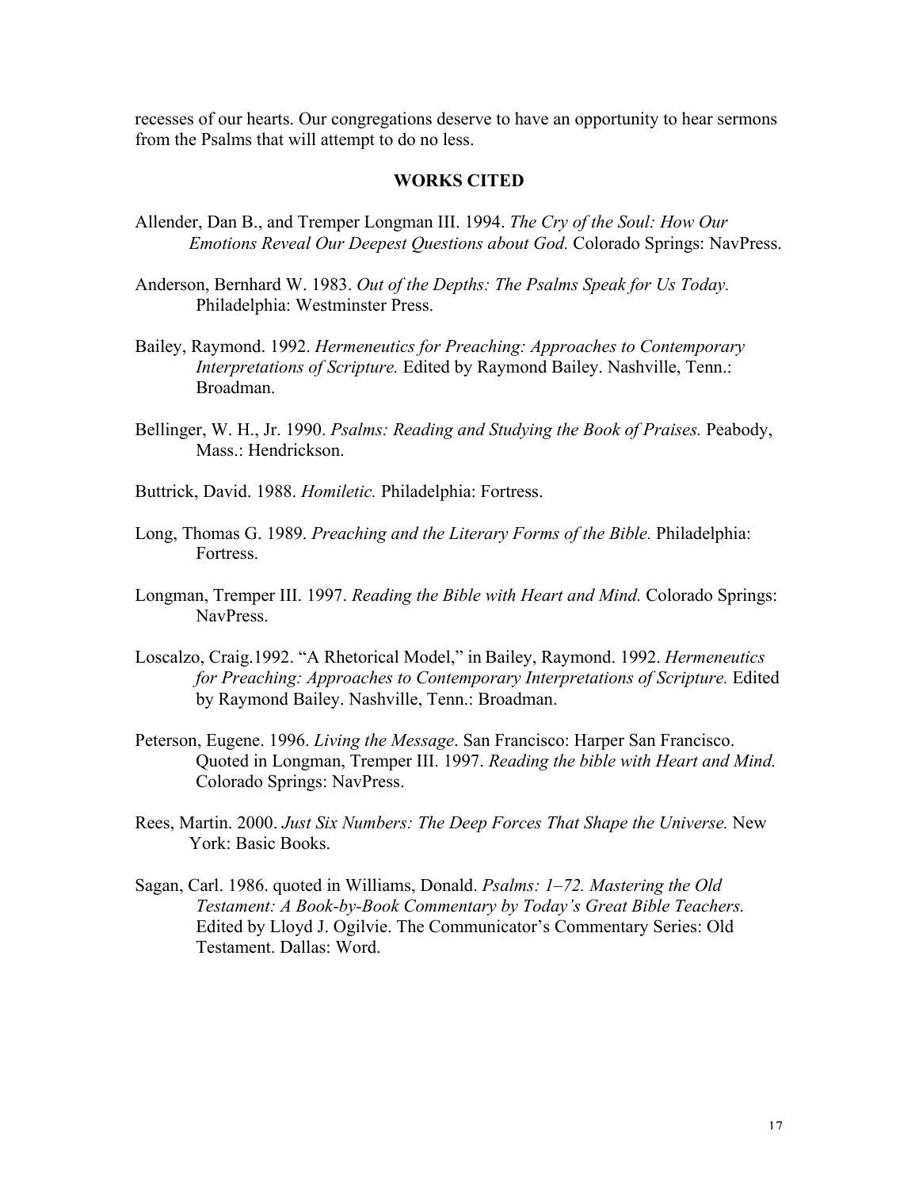recesses of our hearts. Our congregations deserve to have an opportunity to hear sermons from the Psalms that will attempt to do no less.

## WORKS CITED

Allender, Dan B., and Tremper Longman III. 1994. *The Cry of the Soul: How Our Emotions Reveal Our Deepest Questions about God.* Colorado Springs: NavPress.

Anderson, Bernhard W. 1983. *Out of the Depths: The Psalms Speak for Us Today.* Philadelphia: Westminster Press.

Bailey, Raymond. 1992. *Hermeneutics for Preaching: Approaches to Contemporary Interpretations of Scripture.* Edited by Raymond Bailey. Nashville, Tenn.: Broadman.

Bellinger, W. H., Jr. 1990. *Psalms: Reading and Studying the Book of Praises.* Peabody, Mass.: Hendrickson.

Buttrick, David. 1988. *Homiletic.* Philadelphia: Fortress.

Long, Thomas G. 1989. *Preaching and the Literary Forms of the Bible.* Philadelphia: Fortress.

Longman, Tremper III. 1997. *Reading the Bible with Heart and Mind.* Colorado Springs: NavPress.

Loscalzo, Craig.1992. "A Rhetorical Model," in Bailey, Raymond. 1992. *Hermeneutics for Preaching: Approaches to Contemporary Interpretations of Scripture.* Edited by Raymond Bailey. Nashville, Tenn.: Broadman.

Peterson, Eugene. 1996. *Living the Message*. San Francisco: Harper San Francisco. Quoted in Longman, Tremper III. 1997. *Reading the bible with Heart and Mind.* Colorado Springs: NavPress.

Rees, Martin. 2000. *Just Six Numbers: The Deep Forces That Shape the Universe.* New York: Basic Books.

Sagan, Carl. 1986. quoted in Williams, Donald. *Psalms: 1–72. Mastering the Old Testament: A Book-by-Book Commentary by Today's Great Bible Teachers.* Edited by Lloyd J. Ogilvie. The Communicator's Commentary Series: Old Testament. Dallas: Word.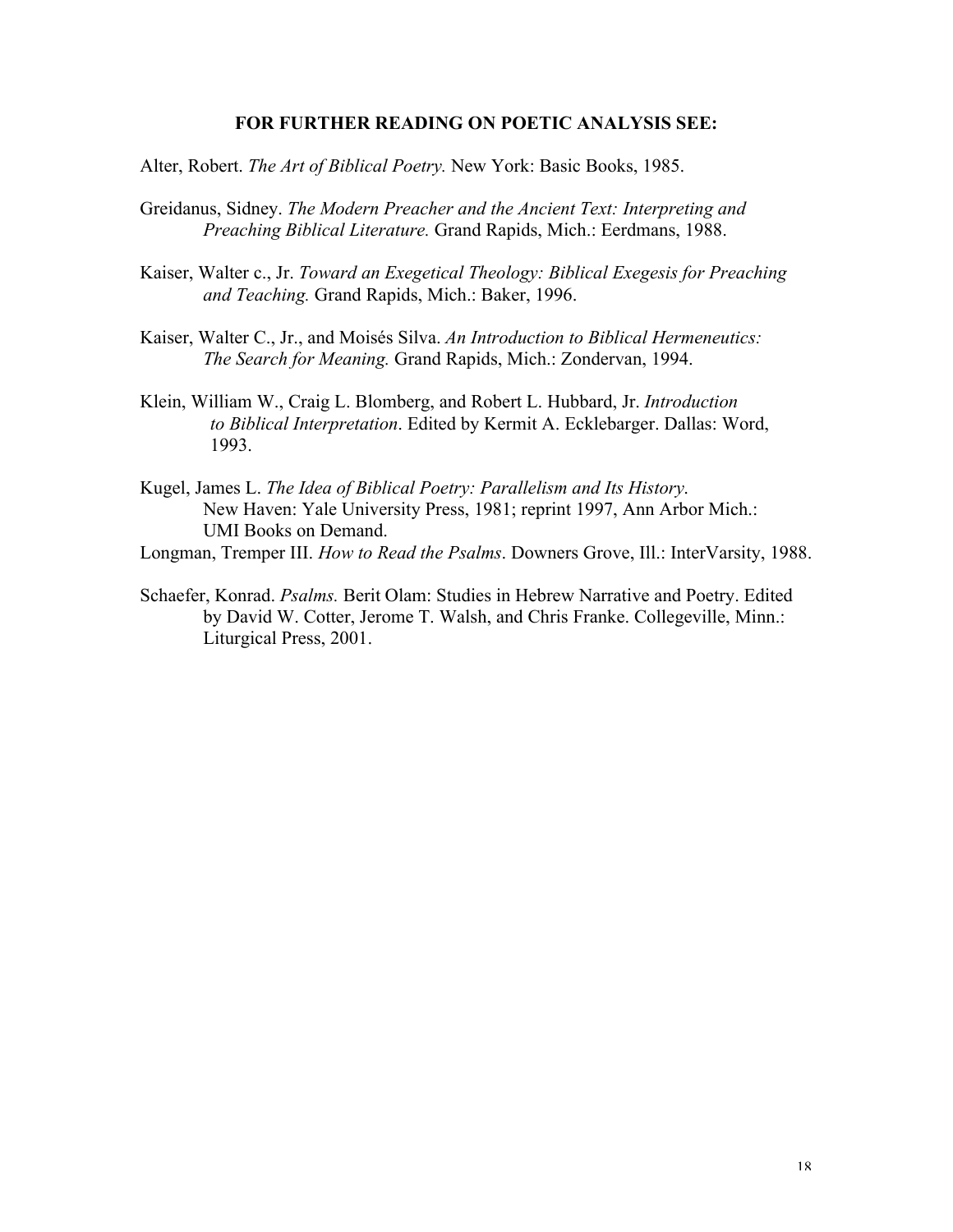**FOR FURTHER READING ON POETIC ANALYSIS SEE:**

Alter, Robert. *The Art of Biblical Poetry.* New York: Basic Books, 1985.

Greidanus, Sidney. *The Modern Preacher and the Ancient Text: Interpreting and Preaching Biblical Literature.* Grand Rapids, Mich.: Eerdmans, 1988.

Kaiser, Walter c., Jr. *Toward an Exegetical Theology: Biblical Exegesis for Preaching and Teaching.* Grand Rapids, Mich.: Baker, 1996.

Kaiser, Walter C., Jr., and Moisés Silva. *An Introduction to Biblical Hermeneutics: The Search for Meaning.* Grand Rapids, Mich.: Zondervan, 1994.

Klein, William W., Craig L. Blomberg, and Robert L. Hubbard, Jr. *Introduction to Biblical Interpretation*. Edited by Kermit A. Ecklebarger. Dallas: Word, 1993.

Kugel, James L. *The Idea of Biblical Poetry: Parallelism and Its History*. New Haven: Yale University Press, 1981; reprint 1997, Ann Arbor Mich.: UMI Books on Demand.

Longman, Tremper III. *How to Read the Psalms*. Downers Grove, Ill.: InterVarsity, 1988.

Schaefer, Konrad. *Psalms.* Berit Olam: Studies in Hebrew Narrative and Poetry. Edited by David W. Cotter, Jerome T. Walsh, and Chris Franke. Collegeville, Minn.: Liturgical Press, 2001.